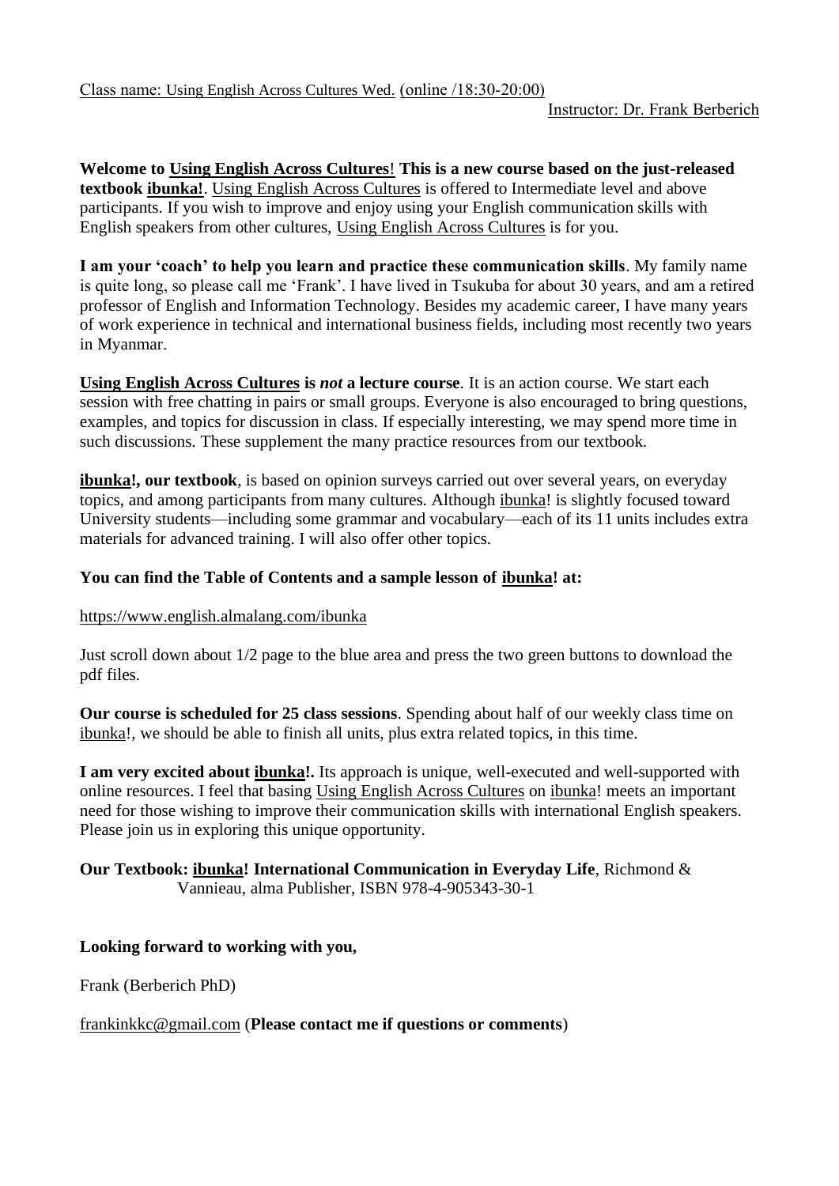Class name: Using English Across Cultures Wed. (online /18:30-20:00)

Instructor: Dr. Frank Berberich

**Welcome to Using English Across Cultures! This is a new course based on the just-released textbook ibunka!**. Using English Across Cultures is offered to Intermediate level and above participants. If you wish to improve and enjoy using your English communication skills with English speakers from other cultures, Using English Across Cultures is for you.

**I am your 'coach' to help you learn and practice these communication skills**. My family name is quite long, so please call me 'Frank'. I have lived in Tsukuba for about 30 years, and am a retired professor of English and Information Technology. Besides my academic career, I have many years of work experience in technical and international business fields, including most recently two years in Myanmar.

**Using English Across Cultures is *not* a lecture course**. It is an action course. We start each session with free chatting in pairs or small groups. Everyone is also encouraged to bring questions, examples, and topics for discussion in class. If especially interesting, we may spend more time in such discussions. These supplement the many practice resources from our textbook.

**ibunka!, our textbook**, is based on opinion surveys carried out over several years, on everyday topics, and among participants from many cultures. Although ibunka! is slightly focused toward University students—including some grammar and vocabulary—each of its 11 units includes extra materials for advanced training. I will also offer other topics.

**You can find the Table of Contents and a sample lesson of ibunka! at:**

https://www.english.almalang.com/ibunka

Just scroll down about 1/2 page to the blue area and press the two green buttons to download the pdf files.

**Our course is scheduled for 25 class sessions**. Spending about half of our weekly class time on ibunka!, we should be able to finish all units, plus extra related topics, in this time.

**I am very excited about ibunka!.** Its approach is unique, well-executed and well-supported with online resources. I feel that basing Using English Across Cultures on ibunka! meets an important need for those wishing to improve their communication skills with international English speakers. Please join us in exploring this unique opportunity.

**Our Textbook: ibunka! International Communication in Everyday Life**, Richmond & Vannieau, alma Publisher, ISBN 978-4-905343-30-1

**Looking forward to working with you,**

Frank (Berberich PhD)

frankinkkc@gmail.com (**Please contact me if questions or comments**)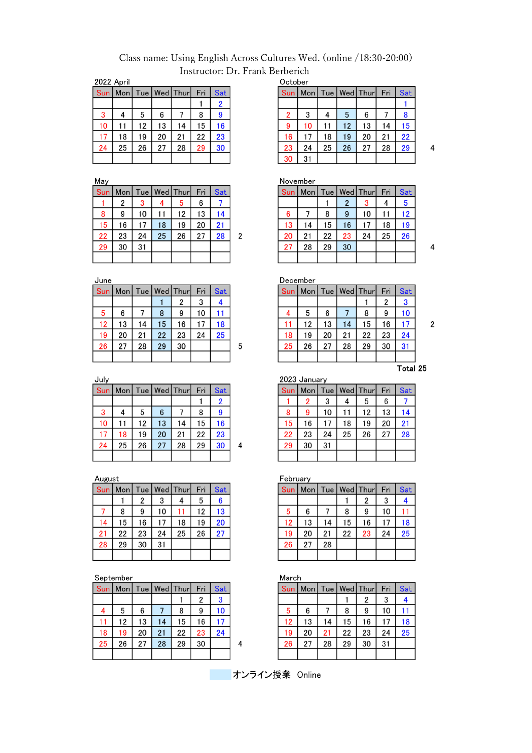Class name: Using English Across Cultures Wed. (online /18:30-20:00)

Instructor: Dr. Frank Berberich

**2022 April**

| Sun | Mon | Tue | Wed | Thur | Fri | Sat |
|---|---|---|---|---|---|---|
| | | | | | 1 | 2 |
| 3 | 4 | 5 | 6 | 7 | 8 | 9 |
| 10 | 11 | 12 | 13 | 14 | 15 | 16 |
| 17 | 18 | 19 | 20 | 21 | 22 | 23 |
| 24 | 25 | 26 | 27 | 28 | 29 | 30 |

**May** — 2

| Sun | Mon | Tue | Wed | Thur | Fri | Sat |
|---|---|---|---|---|---|---|
| 1 | 2 | 3 | 4 | 5 | 6 | 7 |
| 8 | 9 | 10 | 11 | 12 | 13 | 14 |
| 15 | 16 | 17 | 18 | 19 | 20 | 21 |
| 22 | 23 | 24 | 25 | 26 | 27 | 28 |
| 29 | 30 | 31 | | | | |

**June** — 5

| Sun | Mon | Tue | Wed | Thur | Fri | Sat |
|---|---|---|---|---|---|---|
| | | | 1 | 2 | 3 | 4 |
| 5 | 6 | 7 | 8 | 9 | 10 | 11 |
| 12 | 13 | 14 | 15 | 16 | 17 | 18 |
| 19 | 20 | 21 | 22 | 23 | 24 | 25 |
| 26 | 27 | 28 | 29 | 30 | | |

**July** — 4

| Sun | Mon | Tue | Wed | Thur | Fri | Sat |
|---|---|---|---|---|---|---|
| | | | | | 1 | 2 |
| 3 | 4 | 5 | 6 | 7 | 8 | 9 |
| 10 | 11 | 12 | 13 | 14 | 15 | 16 |
| 17 | 18 | 19 | 20 | 21 | 22 | 23 |
| 24 | 25 | 26 | 27 | 28 | 29 | 30 |

**August**

| Sun | Mon | Tue | Wed | Thur | Fri | Sat |
|---|---|---|---|---|---|---|
| | 1 | 2 | 3 | 4 | 5 | 6 |
| 7 | 8 | 9 | 10 | 11 | 12 | 13 |
| 14 | 15 | 16 | 17 | 18 | 19 | 20 |
| 21 | 22 | 23 | 24 | 25 | 26 | 27 |
| 28 | 29 | 30 | 31 | | | |

**September** — 4

| Sun | Mon | Tue | Wed | Thur | Fri | Sat |
|---|---|---|---|---|---|---|
| | | | | 1 | 2 | 3 |
| 4 | 5 | 6 | 7 | 8 | 9 | 10 |
| 11 | 12 | 13 | 14 | 15 | 16 | 17 |
| 18 | 19 | 20 | 21 | 22 | 23 | 24 |
| 25 | 26 | 27 | 28 | 29 | 30 | |

**October** — 4

| Sun | Mon | Tue | Wed | Thur | Fri | Sat |
|---|---|---|---|---|---|---|
| | | | | | | 1 |
| 2 | 3 | 4 | 5 | 6 | 7 | 8 |
| 9 | 10 | 11 | 12 | 13 | 14 | 15 |
| 16 | 17 | 18 | 19 | 20 | 21 | 22 |
| 23 | 24 | 25 | 26 | 27 | 28 | 29 |
| 30 | 31 | | | | | |

**November** — 4

| Sun | Mon | Tue | Wed | Thur | Fri | Sat |
|---|---|---|---|---|---|---|
| | | 1 | 2 | 3 | 4 | 5 |
| 6 | 7 | 8 | 9 | 10 | 11 | 12 |
| 13 | 14 | 15 | 16 | 17 | 18 | 19 |
| 20 | 21 | 22 | 23 | 24 | 25 | 26 |
| 27 | 28 | 29 | 30 | | | |

**December** — 2

| Sun | Mon | Tue | Wed | Thur | Fri | Sat |
|---|---|---|---|---|---|---|
| | | | | 1 | 2 | 3 |
| 4 | 5 | 6 | 7 | 8 | 9 | 10 |
| 11 | 12 | 13 | 14 | 15 | 16 | 17 |
| 18 | 19 | 20 | 21 | 22 | 23 | 24 |
| 25 | 26 | 27 | 28 | 29 | 30 | 31 |

**Total 25**

**2023 January**

| Sun | Mon | Tue | Wed | Thur | Fri | Sat |
|---|---|---|---|---|---|---|
| 1 | 2 | 3 | 4 | 5 | 6 | 7 |
| 8 | 9 | 10 | 11 | 12 | 13 | 14 |
| 15 | 16 | 17 | 18 | 19 | 20 | 21 |
| 22 | 23 | 24 | 25 | 26 | 27 | 28 |
| 29 | 30 | 31 | | | | |

**February**

| Sun | Mon | Tue | Wed | Thur | Fri | Sat |
|---|---|---|---|---|---|---|
| | | | 1 | 2 | 3 | 4 |
| 5 | 6 | 7 | 8 | 9 | 10 | 11 |
| 12 | 13 | 14 | 15 | 16 | 17 | 18 |
| 19 | 20 | 21 | 22 | 23 | 24 | 25 |
| 26 | 27 | 28 | | | | |

**March**

| Sun | Mon | Tue | Wed | Thur | Fri | Sat |
|---|---|---|---|---|---|---|
| | | | 1 | 2 | 3 | 4 |
| 5 | 6 | 7 | 8 | 9 | 10 | 11 |
| 12 | 13 | 14 | 15 | 16 | 17 | 18 |
| 19 | 20 | 21 | 22 | 23 | 24 | 25 |
| 26 | 27 | 28 | 29 | 30 | 31 | |

オンライン授業　Online (highlighted dates: May 18, 25; June 1, 8, 15, 22, 29; July 6, 13, 20, 27; September 7, 14, 21, 28; October 5, 12, 19, 26; November 2, 9, 16, 30; December 7, 14)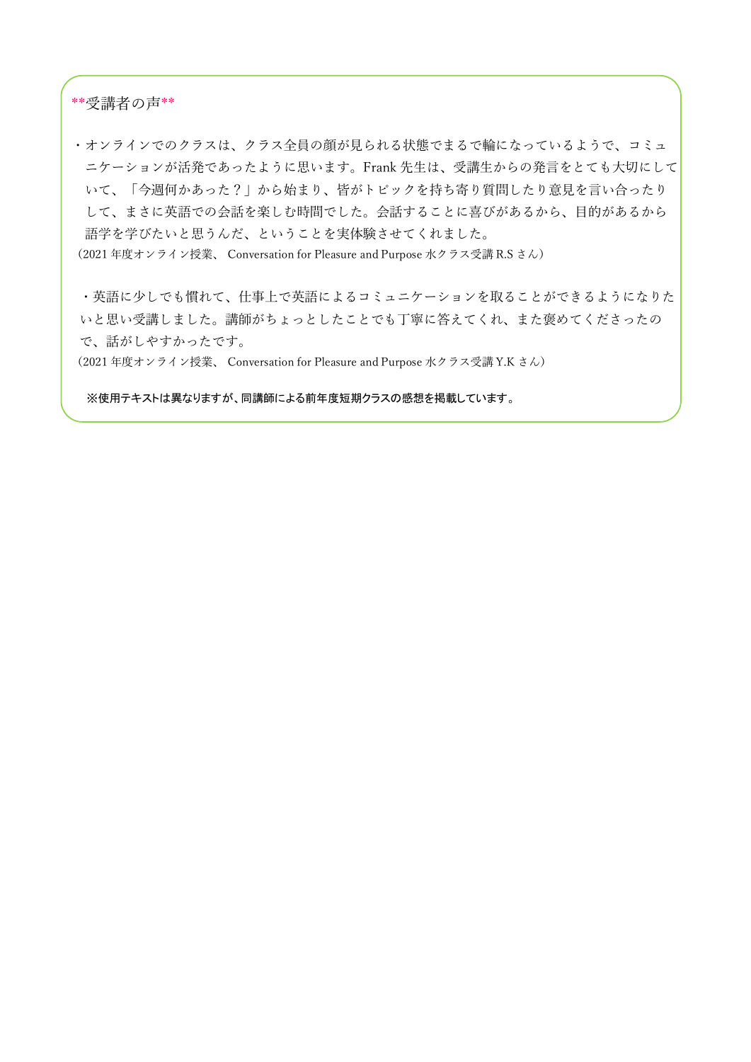**受講者の声**

・オンラインでのクラスは、クラス全員の顔が見られる状態でまるで輪になっているようで、コミュニケーションが活発であったように思います。Frank 先生は、受講生からの発言をとても大切にしていて、「今週何かあった？」から始まり、皆がトピックを持ち寄り質問したり意見を言い合ったりして、まさに英語での会話を楽しむ時間でした。会話することに喜びがあるから、目的があるから語学を学びたいと思うんだ、ということを実体験させてくれました。

（2021 年度オンライン授業、 Conversation for Pleasure and Purpose 水クラス受講 R.S さん）

・英語に少しでも慣れて、仕事上で英語によるコミュニケーションを取ることができるようになりたいと思い受講しました。講師がちょっとしたことでも丁寧に答えてくれ、また褒めてくださったので、話がしやすかったです。

（2021 年度オンライン授業、 Conversation for Pleasure and Purpose 水クラス受講 Y.K さん）

**※使用テキストは異なりますが、同講師による前年度短期クラスの感想を掲載しています。**